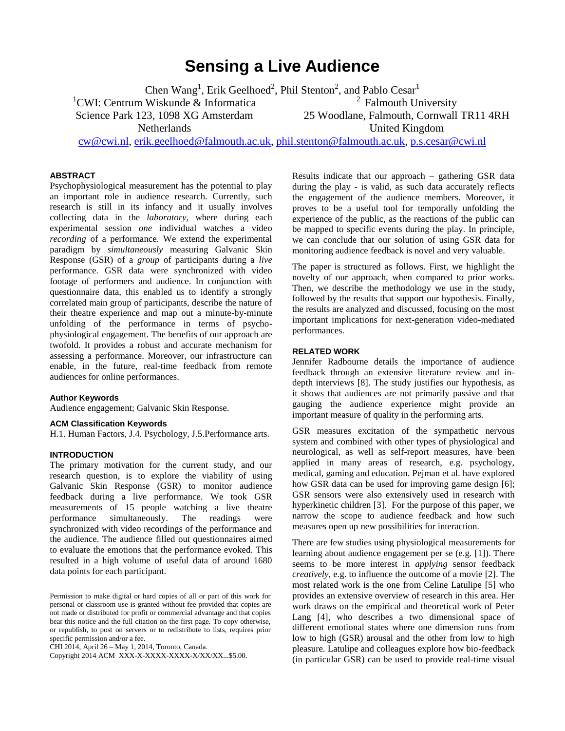# Sensing a Live Audience

Chen Wang[1], Erik Geelhoed[2], Phil Stenton[2], and Pablo Cesar[1]

[1]CWI: Centrum Wiskunde & Informatica
Science Park 123, 1098 XG Amsterdam
Netherlands

[2] Falmouth University
25 Woodlane, Falmouth, Cornwall TR11 4RH
United Kingdom

cw@cwi.nl, erik.geelhoed@falmouth.ac.uk, phil.stenton@falmouth.ac.uk, p.s.cesar@cwi.nl

## ABSTRACT

Psychophysiological measurement has the potential to play an important role in audience research. Currently, such research is still in its infancy and it usually involves collecting data in the *laboratory*, where during each experimental session *one* individual watches a video *recording* of a performance. We extend the experimental paradigm by *simultaneously* measuring Galvanic Skin Response (GSR) of a *group* of participants during a *live* performance. GSR data were synchronized with video footage of performers and audience. In conjunction with questionnaire data, this enabled us to identify a strongly correlated main group of participants, describe the nature of their theatre experience and map out a minute-by-minute unfolding of the performance in terms of psycho-physiological engagement. The benefits of our approach are twofold. It provides a robust and accurate mechanism for assessing a performance. Moreover, our infrastructure can enable, in the future, real-time feedback from remote audiences for online performances.

### Author Keywords

Audience engagement; Galvanic Skin Response.

### ACM Classification Keywords

H.1. Human Factors, J.4. Psychology, J.5.Performance arts.

## INTRODUCTION

The primary motivation for the current study, and our research question, is to explore the viability of using Galvanic Skin Response (GSR) to monitor audience feedback during a live performance. We took GSR measurements of 15 people watching a live theatre performance simultaneously. The readings were synchronized with video recordings of the performance and the audience. The audience filled out questionnaires aimed to evaluate the emotions that the performance evoked. This resulted in a high volume of useful data of around 1680 data points for each participant.

Permission to make digital or hard copies of all or part of this work for personal or classroom use is granted without fee provided that copies are not made or distributed for profit or commercial advantage and that copies bear this notice and the full citation on the first page. To copy otherwise, or republish, to post on servers or to redistribute to lists, requires prior specific permission and/or a fee.
CHI 2014, April 26 – May 1, 2014, Toronto, Canada.
Copyright 2014 ACM XXX-X-XXXX-XXXX-X/XX/XX...$5.00.

Results indicate that our approach – gathering GSR data during the play - is valid, as such data accurately reflects the engagement of the audience members. Moreover, it proves to be a useful tool for temporally unfolding the experience of the public, as the reactions of the public can be mapped to specific events during the play. In principle, we can conclude that our solution of using GSR data for monitoring audience feedback is novel and very valuable.

The paper is structured as follows. First, we highlight the novelty of our approach, when compared to prior works. Then, we describe the methodology we use in the study, followed by the results that support our hypothesis. Finally, the results are analyzed and discussed, focusing on the most important implications for next-generation video-mediated performances.

## RELATED WORK

Jennifer Radbourne details the importance of audience feedback through an extensive literature review and in-depth interviews [8]. The study justifies our hypothesis, as it shows that audiences are not primarily passive and that gauging the audience experience might provide an important measure of quality in the performing arts.

GSR measures excitation of the sympathetic nervous system and combined with other types of physiological and neurological, as well as self-report measures, have been applied in many areas of research, e.g. psychology, medical, gaming and education. Pejman et al. have explored how GSR data can be used for improving game design [6]; GSR sensors were also extensively used in research with hyperkinetic children [3]. For the purpose of this paper, we narrow the scope to audience feedback and how such measures open up new possibilities for interaction.

There are few studies using physiological measurements for learning about audience engagement per se (e.g. [1]). There seems to be more interest in *applying* sensor feedback *creatively*, e.g. to influence the outcome of a movie [2]. The most related work is the one from Celine Latulipe [5] who provides an extensive overview of research in this area. Her work draws on the empirical and theoretical work of Peter Lang [4], who describes a two dimensional space of different emotional states where one dimension runs from low to high (GSR) arousal and the other from low to high pleasure. Latulipe and colleagues explore how bio-feedback (in particular GSR) can be used to provide real-time visual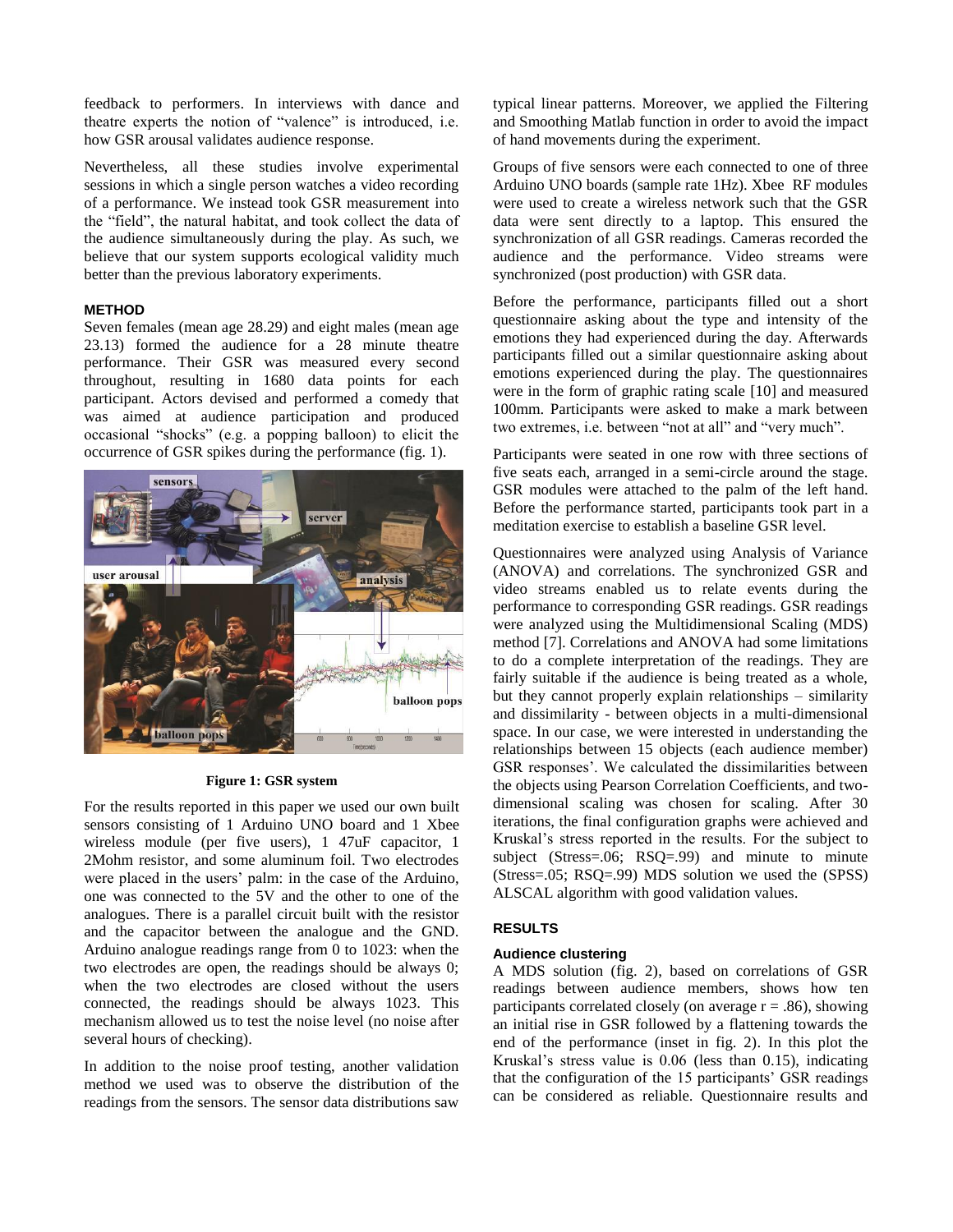feedback to performers. In interviews with dance and theatre experts the notion of "valence" is introduced, i.e. how GSR arousal validates audience response.

Nevertheless, all these studies involve experimental sessions in which a single person watches a video recording of a performance. We instead took GSR measurement into the "field", the natural habitat, and took collect the data of the audience simultaneously during the play. As such, we believe that our system supports ecological validity much better than the previous laboratory experiments.

## METHOD

Seven females (mean age 28.29) and eight males (mean age 23.13) formed the audience for a 28 minute theatre performance. Their GSR was measured every second throughout, resulting in 1680 data points for each participant. Actors devised and performed a comedy that was aimed at audience participation and produced occasional "shocks" (e.g. a popping balloon) to elicit the occurrence of GSR spikes during the performance (fig. 1).

**Figure 1: GSR system**

For the results reported in this paper we used our own built sensors consisting of 1 Arduino UNO board and 1 Xbee wireless module (per five users), 1 47uF capacitor, 1 2Mohm resistor, and some aluminum foil. Two electrodes were placed in the users' palm: in the case of the Arduino, one was connected to the 5V and the other to one of the analogues. There is a parallel circuit built with the resistor and the capacitor between the analogue and the GND. Arduino analogue readings range from 0 to 1023: when the two electrodes are open, the readings should be always 0; when the two electrodes are closed without the users connected, the readings should be always 1023. This mechanism allowed us to test the noise level (no noise after several hours of checking).

In addition to the noise proof testing, another validation method we used was to observe the distribution of the readings from the sensors. The sensor data distributions saw typical linear patterns. Moreover, we applied the Filtering and Smoothing Matlab function in order to avoid the impact of hand movements during the experiment.

Groups of five sensors were each connected to one of three Arduino UNO boards (sample rate 1Hz). Xbee RF modules were used to create a wireless network such that the GSR data were sent directly to a laptop. This ensured the synchronization of all GSR readings. Cameras recorded the audience and the performance. Video streams were synchronized (post production) with GSR data.

Before the performance, participants filled out a short questionnaire asking about the type and intensity of the emotions they had experienced during the day. Afterwards participants filled out a similar questionnaire asking about emotions experienced during the play. The questionnaires were in the form of graphic rating scale [10] and measured 100mm. Participants were asked to make a mark between two extremes, i.e. between "not at all" and "very much".

Participants were seated in one row with three sections of five seats each, arranged in a semi-circle around the stage. GSR modules were attached to the palm of the left hand. Before the performance started, participants took part in a meditation exercise to establish a baseline GSR level.

Questionnaires were analyzed using Analysis of Variance (ANOVA) and correlations. The synchronized GSR and video streams enabled us to relate events during the performance to corresponding GSR readings. GSR readings were analyzed using the Multidimensional Scaling (MDS) method [7]. Correlations and ANOVA had some limitations to do a complete interpretation of the readings. They are fairly suitable if the audience is being treated as a whole, but they cannot properly explain relationships – similarity and dissimilarity - between objects in a multi-dimensional space. In our case, we were interested in understanding the relationships between 15 objects (each audience member) GSR responses'. We calculated the dissimilarities between the objects using Pearson Correlation Coefficients, and two-dimensional scaling was chosen for scaling. After 30 iterations, the final configuration graphs were achieved and Kruskal's stress reported in the results. For the subject to subject (Stress=.06; RSQ=.99) and minute to minute (Stress=.05; RSQ=.99) MDS solution we used the (SPSS) ALSCAL algorithm with good validation values.

## RESULTS

### Audience clustering

A MDS solution (fig. 2), based on correlations of GSR readings between audience members, shows how ten participants correlated closely (on average $r = .86$), showing an initial rise in GSR followed by a flattening towards the end of the performance (inset in fig. 2). In this plot the Kruskal's stress value is 0.06 (less than 0.15), indicating that the configuration of the 15 participants' GSR readings can be considered as reliable. Questionnaire results and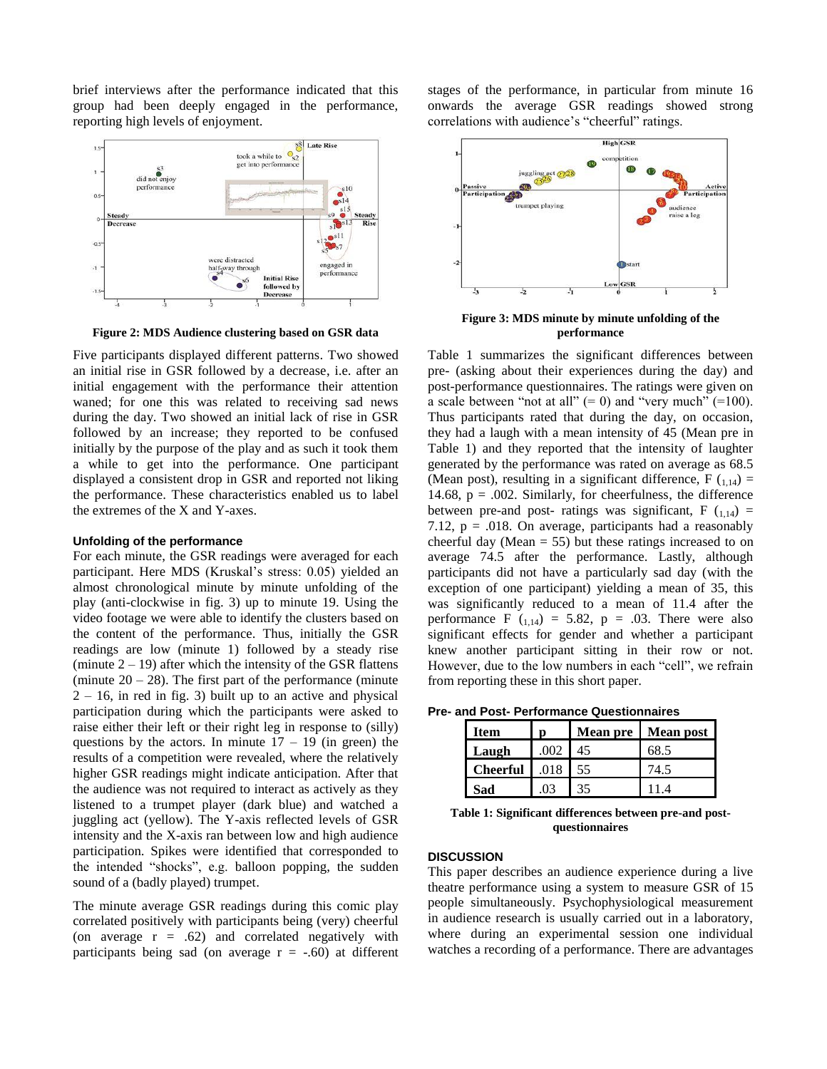brief interviews after the performance indicated that this group had been deeply engaged in the performance, reporting high levels of enjoyment.

**Figure 2: MDS Audience clustering based on GSR data**

Five participants displayed different patterns. Two showed an initial rise in GSR followed by a decrease, i.e. after an initial engagement with the performance their attention waned; for one this was related to receiving sad news during the day. Two showed an initial lack of rise in GSR followed by an increase; they reported to be confused initially by the purpose of the play and as such it took them a while to get into the performance. One participant displayed a consistent drop in GSR and reported not liking the performance. These characteristics enabled us to label the extremes of the X and Y-axes.

#### Unfolding of the performance

For each minute, the GSR readings were averaged for each participant. Here MDS (Kruskal's stress: 0.05) yielded an almost chronological minute by minute unfolding of the play (anti-clockwise in fig. 3) up to minute 19. Using the video footage we were able to identify the clusters based on the content of the performance. Thus, initially the GSR readings are low (minute 1) followed by a steady rise (minute 2 – 19) after which the intensity of the GSR flattens (minute 20 – 28). The first part of the performance (minute 2 – 16, in red in fig. 3) built up to an active and physical participation during which the participants were asked to raise either their left or their right leg in response to (silly) questions by the actors. In minute 17 – 19 (in green) the results of a competition were revealed, where the relatively higher GSR readings might indicate anticipation. After that the audience was not required to interact as actively as they listened to a trumpet player (dark blue) and watched a juggling act (yellow). The Y-axis reflected levels of GSR intensity and the X-axis ran between low and high audience participation. Spikes were identified that corresponded to the intended "shocks", e.g. balloon popping, the sudden sound of a (badly played) trumpet.

The minute average GSR readings during this comic play correlated positively with participants being (very) cheerful (on average $r = .62$) and correlated negatively with participants being sad (on average $r = -.60$) at different stages of the performance, in particular from minute 16 onwards the average GSR readings showed strong correlations with audience's "cheerful" ratings.

**Figure 3: MDS minute by minute unfolding of the performance**

Table 1 summarizes the significant differences between pre- (asking about their experiences during the day) and post-performance questionnaires. The ratings were given on a scale between "not at all" (= 0) and "very much" (=100). Thus participants rated that during the day, on occasion, they had a laugh with a mean intensity of 45 (Mean pre in Table 1) and they reported that the intensity of laughter generated by the performance was rated on average as 68.5 (Mean post), resulting in a significant difference, $F_{(1,14)} = 14.68$, $p = .002$. Similarly, for cheerfulness, the difference between pre-and post- ratings was significant, $F_{(1,14)} = 7.12$, $p = .018$. On average, participants had a reasonably cheerful day (Mean = 55) but these ratings increased to on average 74.5 after the performance. Lastly, although participants did not have a particularly sad day (with the exception of one participant) yielding a mean of 35, this was significantly reduced to a mean of 11.4 after the performance $F_{(1,14)} = 5.82$, $p = .03$. There were also significant effects for gender and whether a participant knew another participant sitting in their row or not. However, due to the low numbers in each "cell", we refrain from reporting these in this short paper.

**Pre- and Post- Performance Questionnaires**

| Item | p | Mean pre | Mean post |
|---|---|---|---|
| Laugh | .002 | 45 | 68.5 |
| Cheerful | .018 | 55 | 74.5 |
| Sad | .03 | 35 | 11.4 |

**Table 1: Significant differences between pre-and post-questionnaires**

## DISCUSSION

This paper describes an audience experience during a live theatre performance using a system to measure GSR of 15 people simultaneously. Psychophysiological measurement in audience research is usually carried out in a laboratory, where during an experimental session one individual watches a recording of a performance. There are advantages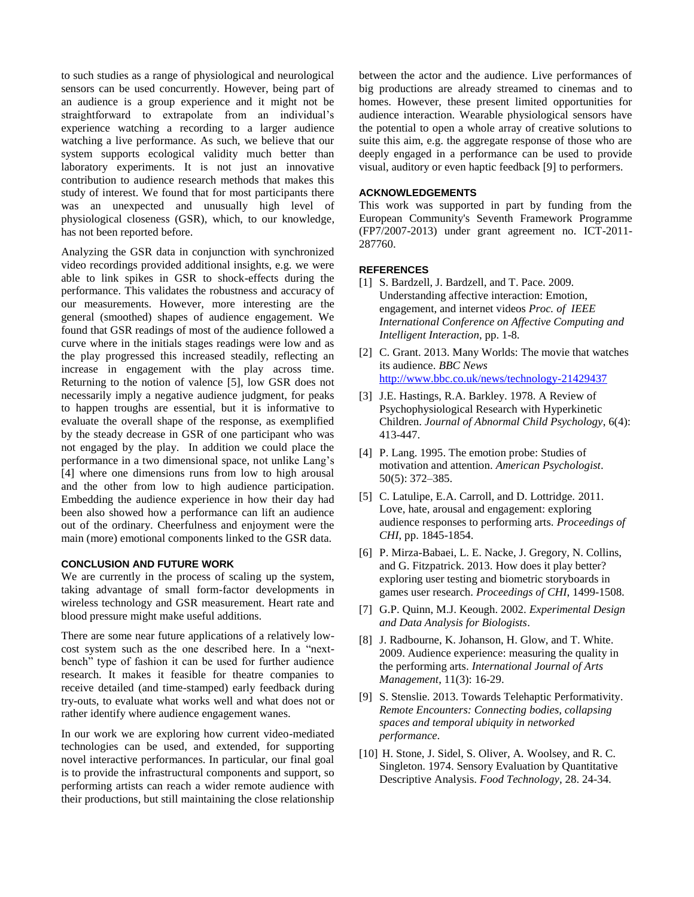to such studies as a range of physiological and neurological sensors can be used concurrently. However, being part of an audience is a group experience and it might not be straightforward to extrapolate from an individual's experience watching a recording to a larger audience watching a live performance. As such, we believe that our system supports ecological validity much better than laboratory experiments. It is not just an innovative contribution to audience research methods that makes this study of interest. We found that for most participants there was an unexpected and unusually high level of physiological closeness (GSR), which, to our knowledge, has not been reported before.

Analyzing the GSR data in conjunction with synchronized video recordings provided additional insights, e.g. we were able to link spikes in GSR to shock-effects during the performance. This validates the robustness and accuracy of our measurements. However, more interesting are the general (smoothed) shapes of audience engagement. We found that GSR readings of most of the audience followed a curve where in the initials stages readings were low and as the play progressed this increased steadily, reflecting an increase in engagement with the play across time. Returning to the notion of valence [5], low GSR does not necessarily imply a negative audience judgment, for peaks to happen troughs are essential, but it is informative to evaluate the overall shape of the response, as exemplified by the steady decrease in GSR of one participant who was not engaged by the play. In addition we could place the performance in a two dimensional space, not unlike Lang's [4] where one dimensions runs from low to high arousal and the other from low to high audience participation. Embedding the audience experience in how their day had been also showed how a performance can lift an audience out of the ordinary. Cheerfulness and enjoyment were the main (more) emotional components linked to the GSR data.

## CONCLUSION AND FUTURE WORK

We are currently in the process of scaling up the system, taking advantage of small form-factor developments in wireless technology and GSR measurement. Heart rate and blood pressure might make useful additions.

There are some near future applications of a relatively low-cost system such as the one described here. In a "next-bench" type of fashion it can be used for further audience research. It makes it feasible for theatre companies to receive detailed (and time-stamped) early feedback during try-outs, to evaluate what works well and what does not or rather identify where audience engagement wanes.

In our work we are exploring how current video-mediated technologies can be used, and extended, for supporting novel interactive performances. In particular, our final goal is to provide the infrastructural components and support, so performing artists can reach a wider remote audience with their productions, but still maintaining the close relationship between the actor and the audience. Live performances of big productions are already streamed to cinemas and to homes. However, these present limited opportunities for audience interaction. Wearable physiological sensors have the potential to open a whole array of creative solutions to suite this aim, e.g. the aggregate response of those who are deeply engaged in a performance can be used to provide visual, auditory or even haptic feedback [9] to performers.

## ACKNOWLEDGEMENTS

This work was supported in part by funding from the European Community's Seventh Framework Programme (FP7/2007-2013) under grant agreement no. ICT-2011-287760.

## REFERENCES

1. S. Bardzell, J. Bardzell, and T. Pace. 2009. Understanding affective interaction: Emotion, engagement, and internet videos *Proc. of IEEE International Conference on Affective Computing and Intelligent Interaction*, pp. 1-8.
2. C. Grant. 2013. Many Worlds: The movie that watches its audience. *BBC News* http://www.bbc.co.uk/news/technology-21429437
3. J.E. Hastings, R.A. Barkley. 1978. A Review of Psychophysiological Research with Hyperkinetic Children. *Journal of Abnormal Child Psychology*, 6(4): 413-447.
4. P. Lang. 1995. The emotion probe: Studies of motivation and attention. *American Psychologist*. 50(5): 372–385.
5. C. Latulipe, E.A. Carroll, and D. Lottridge. 2011. Love, hate, arousal and engagement: exploring audience responses to performing arts. *Proceedings of CHI*, pp. 1845-1854.
6. P. Mirza-Babaei, L. E. Nacke, J. Gregory, N. Collins, and G. Fitzpatrick. 2013. How does it play better? exploring user testing and biometric storyboards in games user research. *Proceedings of CHI*, 1499-1508.
7. G.P. Quinn, M.J. Keough. 2002. *Experimental Design and Data Analysis for Biologists*.
8. J. Radbourne, K. Johanson, H. Glow, and T. White. 2009. Audience experience: measuring the quality in the performing arts. *International Journal of Arts Management*, 11(3): 16-29.
9. S. Stenslie. 2013. Towards Telehaptic Performativity. *Remote Encounters: Connecting bodies, collapsing spaces and temporal ubiquity in networked performance*.
10. H. Stone, J. Sidel, S. Oliver, A. Woolsey, and R. C. Singleton. 1974. Sensory Evaluation by Quantitative Descriptive Analysis. *Food Technology*, 28. 24-34.